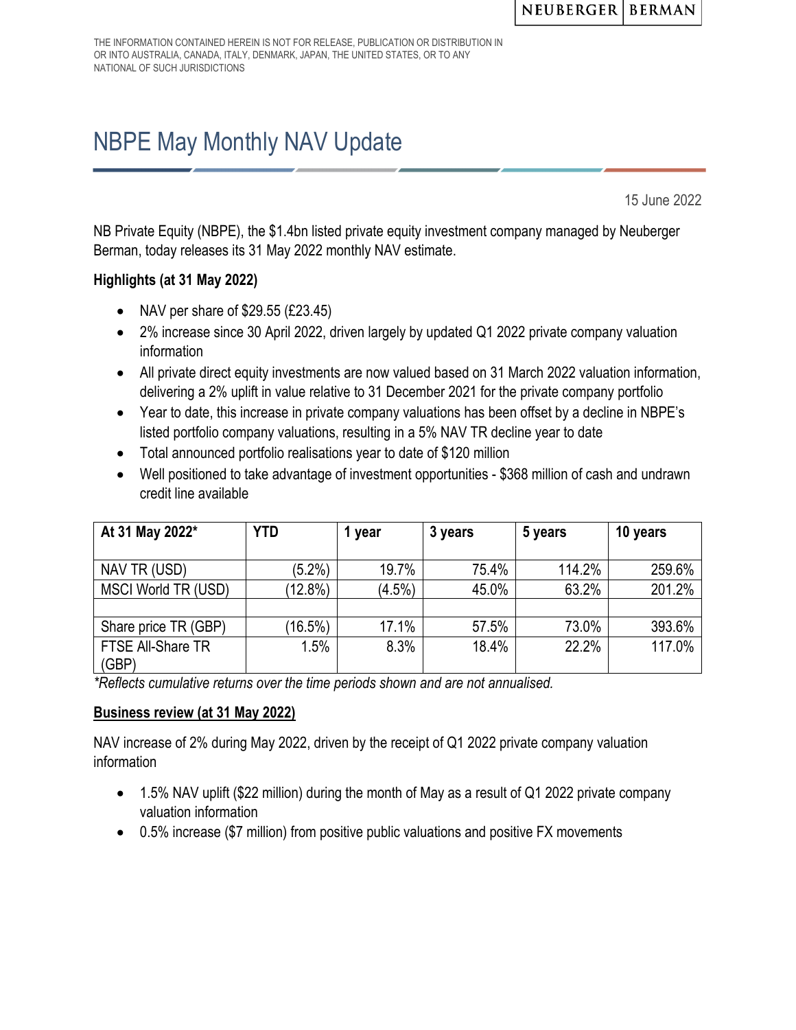THE INFORMATION CONTAINED HEREIN IS NOT FOR RELEASE, PUBLICATION OR DISTRIBUTION IN OR INTO AUSTRALIA, CANADA, ITALY, DENMARK, JAPAN, THE UNITED STATES, OR TO ANY NATIONAL OF SUCH JURISDICTIONS

# NBPE May Monthly NAV Update

15 June 2022

NB Private Equity (NBPE), the $1.4bn listed private equity investment company managed by Neuberger Berman, today releases its 31 May 2022 monthly NAV estimate.

**Highlights (at 31 May 2022)**

- NAV per share of $29.55 (£23.45)
- 2% increase since 30 April 2022, driven largely by updated Q1 2022 private company valuation information
- All private direct equity investments are now valued based on 31 March 2022 valuation information, delivering a 2% uplift in value relative to 31 December 2021 for the private company portfolio
- Year to date, this increase in private company valuations has been offset by a decline in NBPE's listed portfolio company valuations, resulting in a 5% NAV TR decline year to date
- Total announced portfolio realisations year to date of $120 million
- Well positioned to take advantage of investment opportunities - $368 million of cash and undrawn credit line available

| At 31 May 2022* | YTD | 1 year | 3 years | 5 years | 10 years |
|---|---|---|---|---|---|
| NAV TR (USD) | (5.2%) | 19.7% | 75.4% | 114.2% | 259.6% |
| MSCI World TR (USD) | (12.8%) | (4.5%) | 45.0% | 63.2% | 201.2% |
| | | | | | |
| Share price TR (GBP) | (16.5%) | 17.1% | 57.5% | 73.0% | 393.6% |
| FTSE All-Share TR (GBP) | 1.5% | 8.3% | 18.4% | 22.2% | 117.0% |

*\*Reflects cumulative returns over the time periods shown and are not annualised.*

**Business review (at 31 May 2022)**

NAV increase of 2% during May 2022, driven by the receipt of Q1 2022 private company valuation information

- 1.5% NAV uplift ($22 million) during the month of May as a result of Q1 2022 private company valuation information
- 0.5% increase ($7 million) from positive public valuations and positive FX movements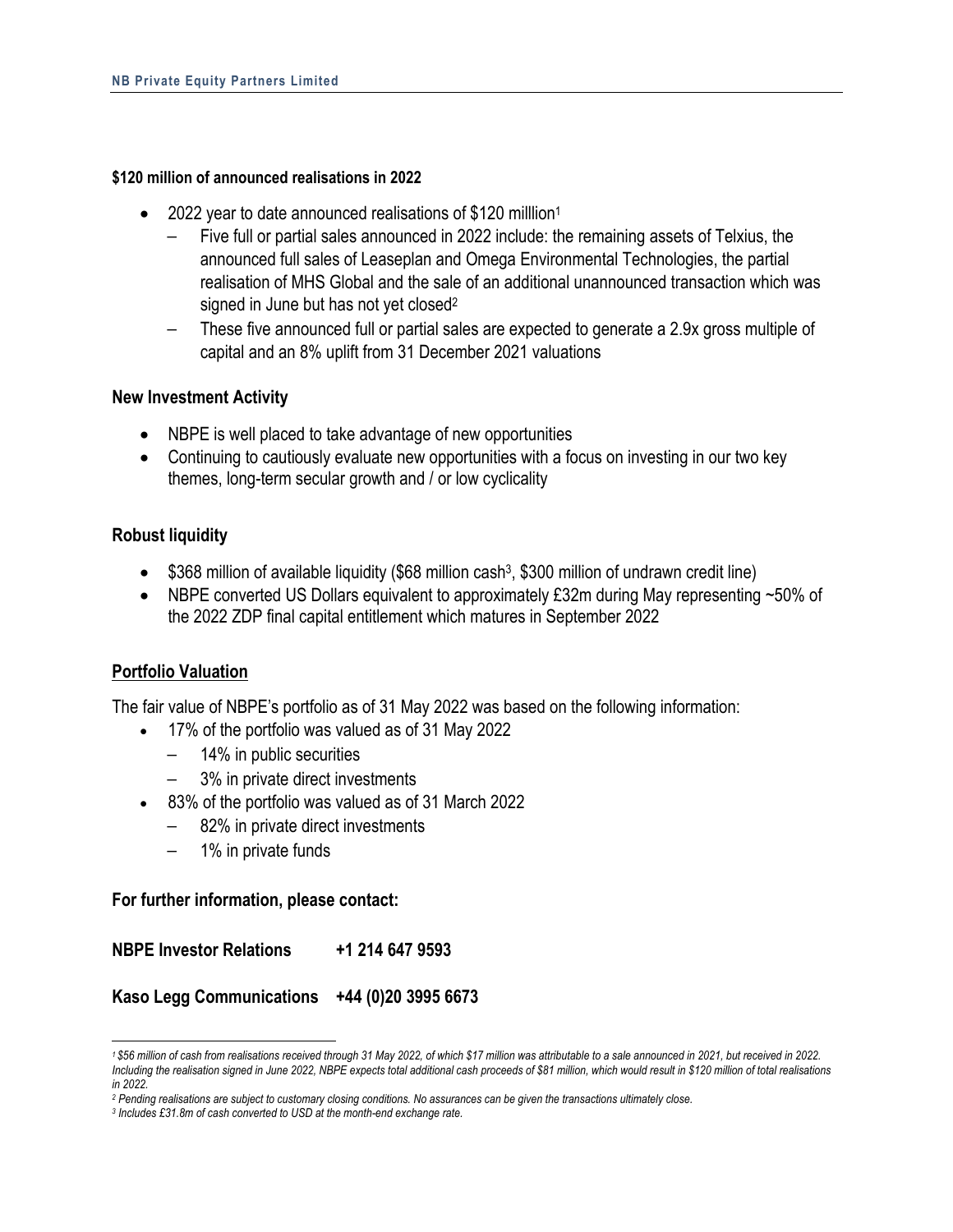**$120 million of announced realisations in 2022**

- 2022 year to date announced realisations of $120 milllion[1]
  - Five full or partial sales announced in 2022 include: the remaining assets of Telxius, the announced full sales of Leaseplan and Omega Environmental Technologies, the partial realisation of MHS Global and the sale of an additional unannounced transaction which was signed in June but has not yet closed[2]
  - These five announced full or partial sales are expected to generate a 2.9x gross multiple of capital and an 8% uplift from 31 December 2021 valuations

## New Investment Activity

- NBPE is well placed to take advantage of new opportunities
- Continuing to cautiously evaluate new opportunities with a focus on investing in our two key themes, long-term secular growth and / or low cyclicality

## Robust liquidity

- $368 million of available liquidity ($68 million cash[3], $300 million of undrawn credit line)
- NBPE converted US Dollars equivalent to approximately £32m during May representing ~50% of the 2022 ZDP final capital entitlement which matures in September 2022

## Portfolio Valuation

The fair value of NBPE's portfolio as of 31 May 2022 was based on the following information:

- 17% of the portfolio was valued as of 31 May 2022
  - 14% in public securities
  - 3% in private direct investments
- 83% of the portfolio was valued as of 31 March 2022
  - 82% in private direct investments
  - 1% in private funds

**For further information, please contact:**

**NBPE Investor Relations +1 214 647 9593**

**Kaso Legg Communications +44 (0)20 3995 6673**

---

*[1] $56 million of cash from realisations received through 31 May 2022, of which $17 million was attributable to a sale announced in 2021, but received in 2022. Including the realisation signed in June 2022, NBPE expects total additional cash proceeds of $81 million, which would result in $120 million of total realisations in 2022.*

*[2] Pending realisations are subject to customary closing conditions. No assurances can be given the transactions ultimately close.*

*[3] Includes £31.8m of cash converted to USD at the month-end exchange rate.*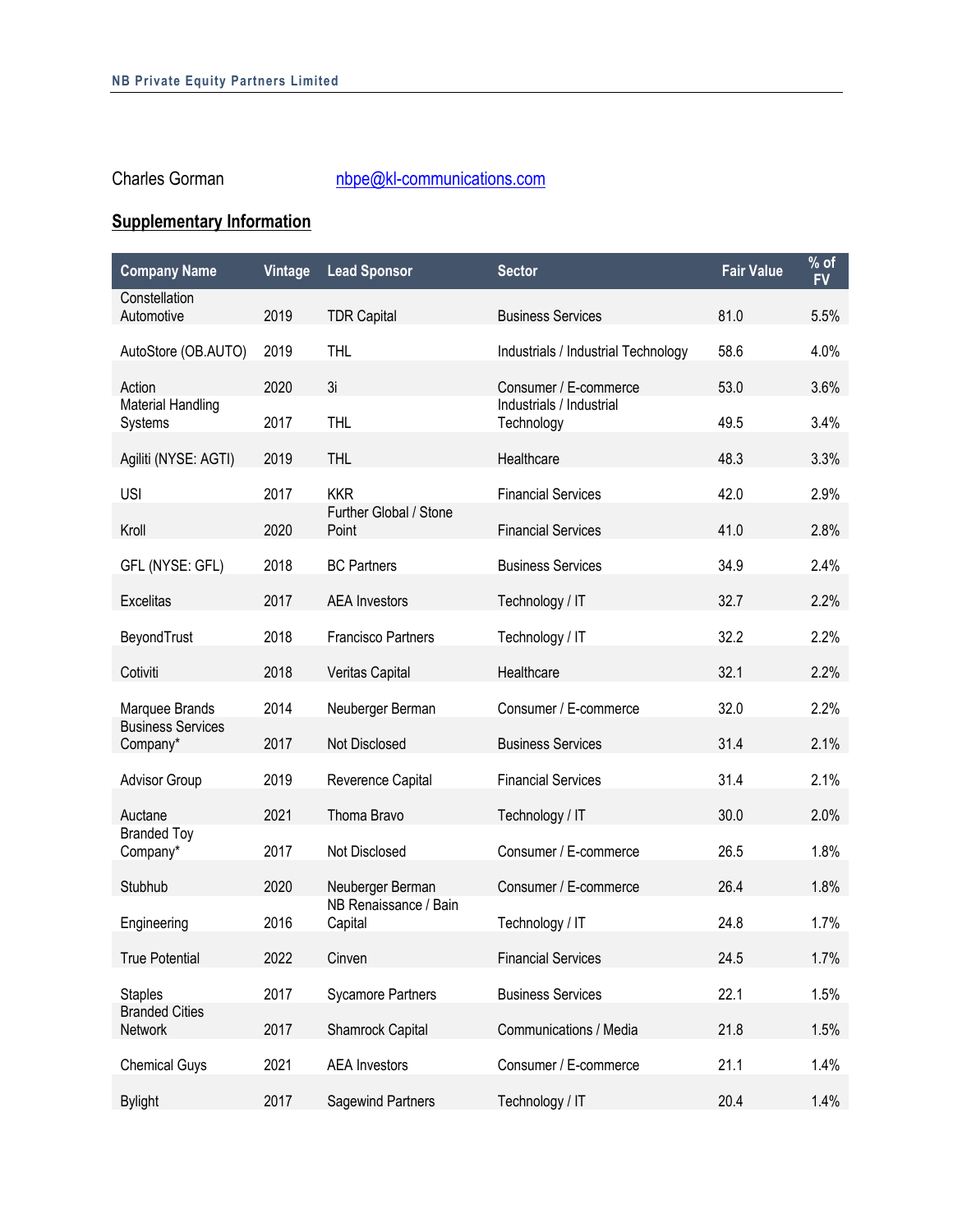Charles Gorman nbpe@kl-communications.com

## Supplementary Information

| Company Name | Vintage | Lead Sponsor | Sector | Fair Value | % of FV |
|---|---|---|---|---|---|
| Constellation Automotive | 2019 | TDR Capital | Business Services | 81.0 | 5.5% |
| AutoStore (OB.AUTO) | 2019 | THL | Industrials / Industrial Technology | 58.6 | 4.0% |
| Action | 2020 | 3i | Consumer / E-commerce | 53.0 | 3.6% |
| Material Handling Systems | 2017 | THL | Industrials / Industrial Technology | 49.5 | 3.4% |
| Agiliti (NYSE: AGTI) | 2019 | THL | Healthcare | 48.3 | 3.3% |
| USI | 2017 | KKR | Financial Services | 42.0 | 2.9% |
| Kroll | 2020 | Further Global / Stone Point | Financial Services | 41.0 | 2.8% |
| GFL (NYSE: GFL) | 2018 | BC Partners | Business Services | 34.9 | 2.4% |
| Excelitas | 2017 | AEA Investors | Technology / IT | 32.7 | 2.2% |
| BeyondTrust | 2018 | Francisco Partners | Technology / IT | 32.2 | 2.2% |
| Cotiviti | 2018 | Veritas Capital | Healthcare | 32.1 | 2.2% |
| Marquee Brands | 2014 | Neuberger Berman | Consumer / E-commerce | 32.0 | 2.2% |
| Business Services Company* | 2017 | Not Disclosed | Business Services | 31.4 | 2.1% |
| Advisor Group | 2019 | Reverence Capital | Financial Services | 31.4 | 2.1% |
| Auctane | 2021 | Thoma Bravo | Technology / IT | 30.0 | 2.0% |
| Branded Toy Company* | 2017 | Not Disclosed | Consumer / E-commerce | 26.5 | 1.8% |
| Stubhub | 2020 | Neuberger Berman | Consumer / E-commerce | 26.4 | 1.8% |
| Engineering | 2016 | NB Renaissance / Bain Capital | Technology / IT | 24.8 | 1.7% |
| True Potential | 2022 | Cinven | Financial Services | 24.5 | 1.7% |
| Staples | 2017 | Sycamore Partners | Business Services | 22.1 | 1.5% |
| Branded Cities Network | 2017 | Shamrock Capital | Communications / Media | 21.8 | 1.5% |
| Chemical Guys | 2021 | AEA Investors | Consumer / E-commerce | 21.1 | 1.4% |
| Bylight | 2017 | Sagewind Partners | Technology / IT | 20.4 | 1.4% |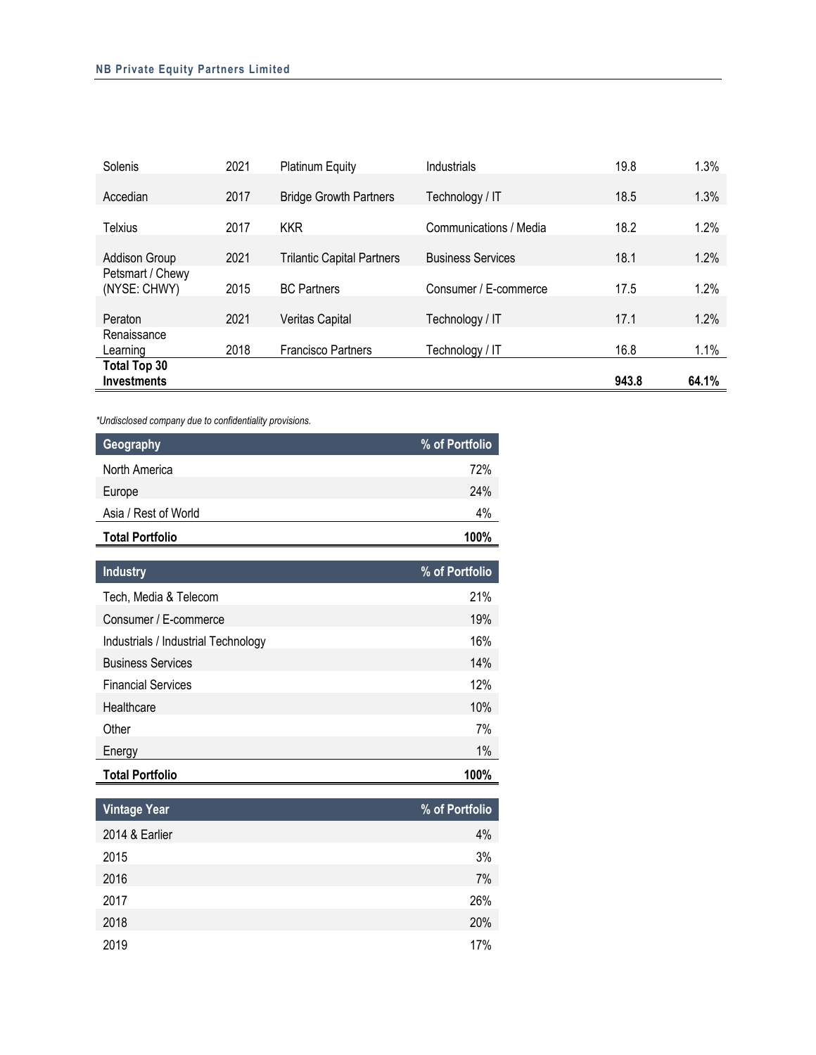| | | | | | |
|---|---|---|---|---|---|
| Solenis | 2021 | Platinum Equity | Industrials | 19.8 | 1.3% |
| Accedian | 2017 | Bridge Growth Partners | Technology / IT | 18.5 | 1.3% |
| Telxius | 2017 | KKR | Communications / Media | 18.2 | 1.2% |
| Addison Group | 2021 | Trilantic Capital Partners | Business Services | 18.1 | 1.2% |
| Petsmart / Chewy (NYSE: CHWY) | 2015 | BC Partners | Consumer / E-commerce | 17.5 | 1.2% |
| Peraton | 2021 | Veritas Capital | Technology / IT | 17.1 | 1.2% |
| Renaissance Learning | 2018 | Francisco Partners | Technology / IT | 16.8 | 1.1% |
| **Total Top 30 Investments** | | | | **943.8** | **64.1%** |

*\*Undisclosed company due to confidentiality provisions.*

| Geography | % of Portfolio |
|---|---|
| North America | 72% |
| Europe | 24% |
| Asia / Rest of World | 4% |
| **Total Portfolio** | **100%** |

| Industry | % of Portfolio |
|---|---|
| Tech, Media & Telecom | 21% |
| Consumer / E-commerce | 19% |
| Industrials / Industrial Technology | 16% |
| Business Services | 14% |
| Financial Services | 12% |
| Healthcare | 10% |
| Other | 7% |
| Energy | 1% |
| **Total Portfolio** | **100%** |

| Vintage Year | % of Portfolio |
|---|---|
| 2014 & Earlier | 4% |
| 2015 | 3% |
| 2016 | 7% |
| 2017 | 26% |
| 2018 | 20% |
| 2019 | 17% |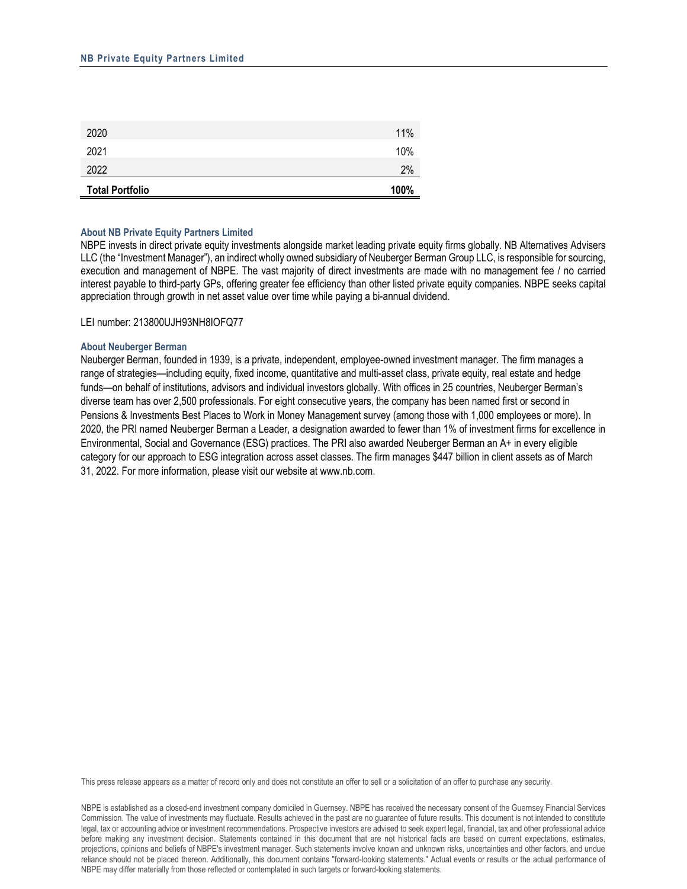| | |
|---|---|
| 2020 | 11% |
| 2021 | 10% |
| 2022 | 2% |
| **Total Portfolio** | **100%** |

### About NB Private Equity Partners Limited

NBPE invests in direct private equity investments alongside market leading private equity firms globally. NB Alternatives Advisers LLC (the "Investment Manager"), an indirect wholly owned subsidiary of Neuberger Berman Group LLC, is responsible for sourcing, execution and management of NBPE. The vast majority of direct investments are made with no management fee / no carried interest payable to third-party GPs, offering greater fee efficiency than other listed private equity companies. NBPE seeks capital appreciation through growth in net asset value over time while paying a bi-annual dividend.

LEI number: 213800UJH93NH8IOFQ77

### About Neuberger Berman

Neuberger Berman, founded in 1939, is a private, independent, employee-owned investment manager. The firm manages a range of strategies—including equity, fixed income, quantitative and multi-asset class, private equity, real estate and hedge funds—on behalf of institutions, advisors and individual investors globally. With offices in 25 countries, Neuberger Berman's diverse team has over 2,500 professionals. For eight consecutive years, the company has been named first or second in Pensions & Investments Best Places to Work in Money Management survey (among those with 1,000 employees or more). In 2020, the PRI named Neuberger Berman a Leader, a designation awarded to fewer than 1% of investment firms for excellence in Environmental, Social and Governance (ESG) practices. The PRI also awarded Neuberger Berman an A+ in every eligible category for our approach to ESG integration across asset classes. The firm manages $447 billion in client assets as of March 31, 2022. For more information, please visit our website at www.nb.com.

This press release appears as a matter of record only and does not constitute an offer to sell or a solicitation of an offer to purchase any security.

NBPE is established as a closed-end investment company domiciled in Guernsey. NBPE has received the necessary consent of the Guernsey Financial Services Commission. The value of investments may fluctuate. Results achieved in the past are no guarantee of future results. This document is not intended to constitute legal, tax or accounting advice or investment recommendations. Prospective investors are advised to seek expert legal, financial, tax and other professional advice before making any investment decision. Statements contained in this document that are not historical facts are based on current expectations, estimates, projections, opinions and beliefs of NBPE's investment manager. Such statements involve known and unknown risks, uncertainties and other factors, and undue reliance should not be placed thereon. Additionally, this document contains "forward-looking statements." Actual events or results or the actual performance of NBPE may differ materially from those reflected or contemplated in such targets or forward-looking statements.